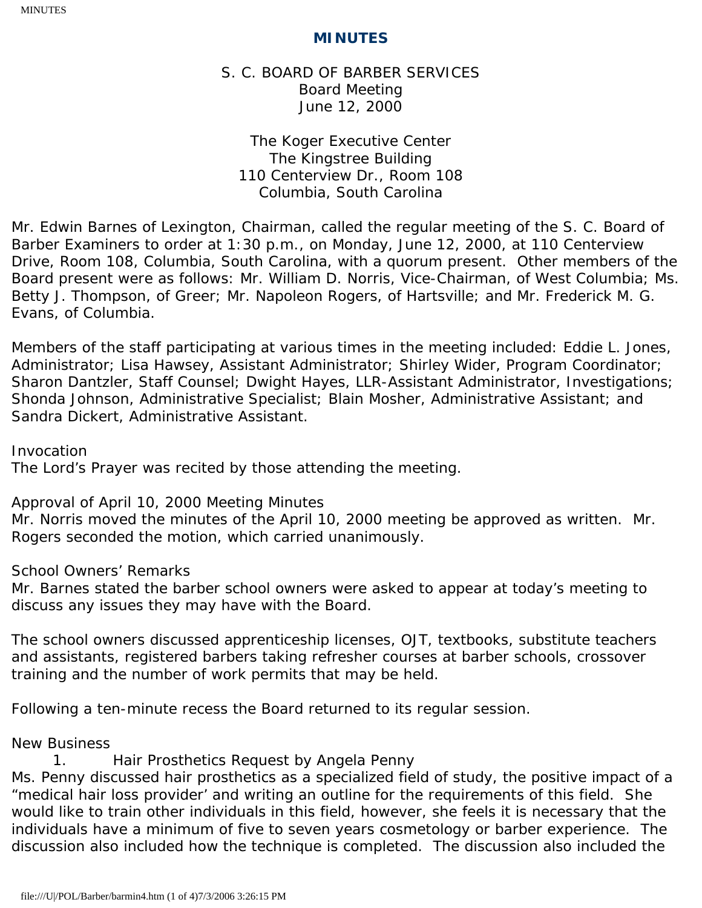# MINUTES

S. C. BOARD OF BARBER SERVICES
Board Meeting
June 12, 2000

The Koger Executive Center
The Kingstree Building
110 Centerview Dr., Room 108
Columbia, South Carolina

Mr. Edwin Barnes of Lexington, Chairman, called the regular meeting of the S. C. Board of Barber Examiners to order at 1:30 p.m., on Monday, June 12, 2000, at 110 Centerview Drive, Room 108, Columbia, South Carolina, with a quorum present. Other members of the Board present were as follows: Mr. William D. Norris, Vice-Chairman, of West Columbia; Ms. Betty J. Thompson, of Greer; Mr. Napoleon Rogers, of Hartsville; and Mr. Frederick M. G. Evans, of Columbia.

Members of the staff participating at various times in the meeting included: Eddie L. Jones, Administrator; Lisa Hawsey, Assistant Administrator; Shirley Wider, Program Coordinator; Sharon Dantzler, Staff Counsel; Dwight Hayes, LLR-Assistant Administrator, Investigations; Shonda Johnson, Administrative Specialist; Blain Mosher, Administrative Assistant; and Sandra Dickert, Administrative Assistant.

Invocation
The Lord's Prayer was recited by those attending the meeting.

Approval of April 10, 2000 Meeting Minutes
Mr. Norris moved the minutes of the April 10, 2000 meeting be approved as written. Mr. Rogers seconded the motion, which carried unanimously.

School Owners' Remarks
Mr. Barnes stated the barber school owners were asked to appear at today's meeting to discuss any issues they may have with the Board.

The school owners discussed apprenticeship licenses, OJT, textbooks, substitute teachers and assistants, registered barbers taking refresher courses at barber schools, crossover training and the number of work permits that may be held.

Following a ten-minute recess the Board returned to its regular session.

New Business

1. Hair Prosthetics Request by Angela Penny

Ms. Penny discussed hair prosthetics as a specialized field of study, the positive impact of a "medical hair loss provider' and writing an outline for the requirements of this field. She would like to train other individuals in this field, however, she feels it is necessary that the individuals have a minimum of five to seven years cosmetology or barber experience. The discussion also included how the technique is completed. The discussion also included the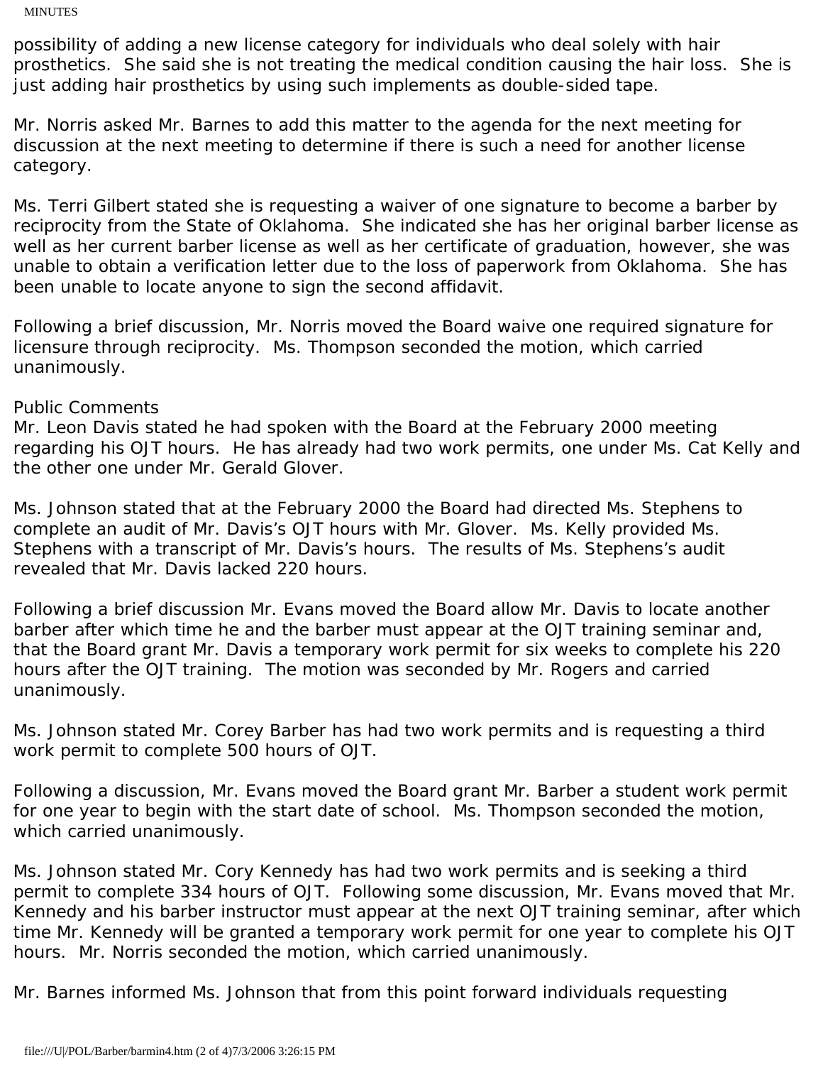possibility of adding a new license category for individuals who deal solely with hair prosthetics. She said she is not treating the medical condition causing the hair loss. She is just adding hair prosthetics by using such implements as double-sided tape.

Mr. Norris asked Mr. Barnes to add this matter to the agenda for the next meeting for discussion at the next meeting to determine if there is such a need for another license category.

Ms. Terri Gilbert stated she is requesting a waiver of one signature to become a barber by reciprocity from the State of Oklahoma. She indicated she has her original barber license as well as her current barber license as well as her certificate of graduation, however, she was unable to obtain a verification letter due to the loss of paperwork from Oklahoma. She has been unable to locate anyone to sign the second affidavit.

Following a brief discussion, Mr. Norris moved the Board waive one required signature for licensure through reciprocity. Ms. Thompson seconded the motion, which carried unanimously.

Public Comments

Mr. Leon Davis stated he had spoken with the Board at the February 2000 meeting regarding his OJT hours. He has already had two work permits, one under Ms. Cat Kelly and the other one under Mr. Gerald Glover.

Ms. Johnson stated that at the February 2000 the Board had directed Ms. Stephens to complete an audit of Mr. Davis's OJT hours with Mr. Glover. Ms. Kelly provided Ms. Stephens with a transcript of Mr. Davis's hours. The results of Ms. Stephens's audit revealed that Mr. Davis lacked 220 hours.

Following a brief discussion Mr. Evans moved the Board allow Mr. Davis to locate another barber after which time he and the barber must appear at the OJT training seminar and, that the Board grant Mr. Davis a temporary work permit for six weeks to complete his 220 hours after the OJT training. The motion was seconded by Mr. Rogers and carried unanimously.

Ms. Johnson stated Mr. Corey Barber has had two work permits and is requesting a third work permit to complete 500 hours of OJT.

Following a discussion, Mr. Evans moved the Board grant Mr. Barber a student work permit for one year to begin with the start date of school. Ms. Thompson seconded the motion, which carried unanimously.

Ms. Johnson stated Mr. Cory Kennedy has had two work permits and is seeking a third permit to complete 334 hours of OJT. Following some discussion, Mr. Evans moved that Mr. Kennedy and his barber instructor must appear at the next OJT training seminar, after which time Mr. Kennedy will be granted a temporary work permit for one year to complete his OJT hours. Mr. Norris seconded the motion, which carried unanimously.

Mr. Barnes informed Ms. Johnson that from this point forward individuals requesting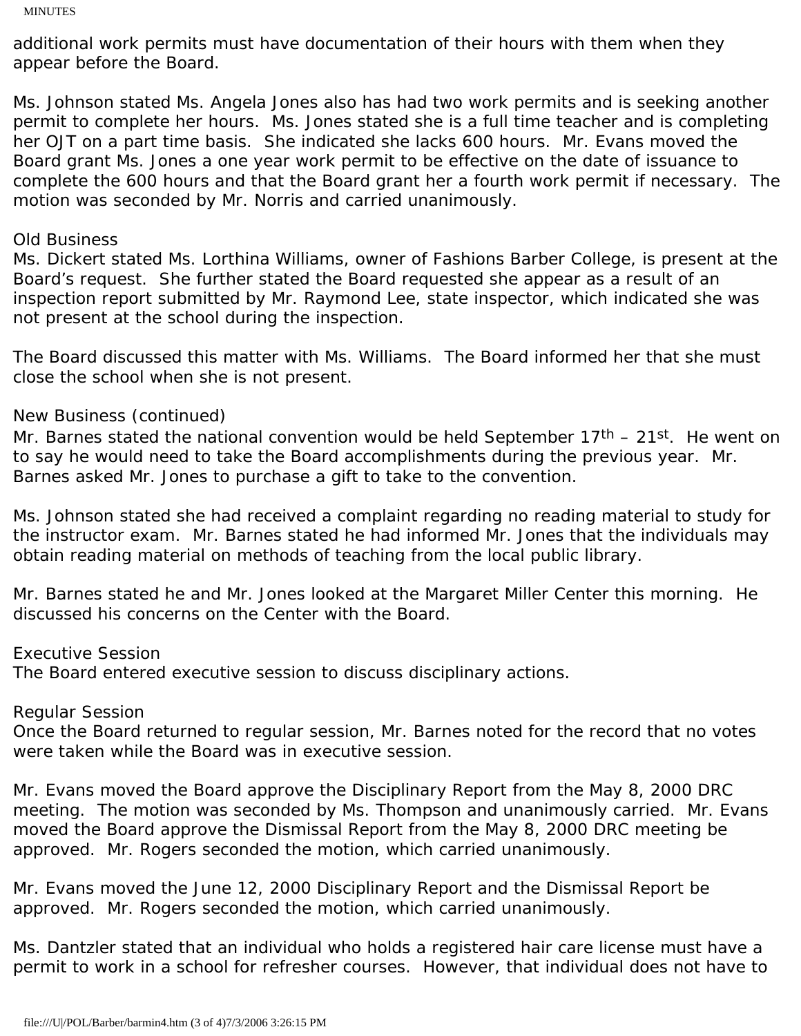additional work permits must have documentation of their hours with them when they appear before the Board.

Ms. Johnson stated Ms. Angela Jones also has had two work permits and is seeking another permit to complete her hours. Ms. Jones stated she is a full time teacher and is completing her OJT on a part time basis. She indicated she lacks 600 hours. Mr. Evans moved the Board grant Ms. Jones a one year work permit to be effective on the date of issuance to complete the 600 hours and that the Board grant her a fourth work permit if necessary. The motion was seconded by Mr. Norris and carried unanimously.

Old Business

Ms. Dickert stated Ms. Lorthina Williams, owner of Fashions Barber College, is present at the Board's request. She further stated the Board requested she appear as a result of an inspection report submitted by Mr. Raymond Lee, state inspector, which indicated she was not present at the school during the inspection.

The Board discussed this matter with Ms. Williams. The Board informed her that she must close the school when she is not present.

New Business (continued)

Mr. Barnes stated the national convention would be held September 17th – 21st. He went on to say he would need to take the Board accomplishments during the previous year. Mr. Barnes asked Mr. Jones to purchase a gift to take to the convention.

Ms. Johnson stated she had received a complaint regarding no reading material to study for the instructor exam. Mr. Barnes stated he had informed Mr. Jones that the individuals may obtain reading material on methods of teaching from the local public library.

Mr. Barnes stated he and Mr. Jones looked at the Margaret Miller Center this morning. He discussed his concerns on the Center with the Board.

Executive Session

The Board entered executive session to discuss disciplinary actions.

Regular Session

Once the Board returned to regular session, Mr. Barnes noted for the record that no votes were taken while the Board was in executive session.

Mr. Evans moved the Board approve the Disciplinary Report from the May 8, 2000 DRC meeting. The motion was seconded by Ms. Thompson and unanimously carried. Mr. Evans moved the Board approve the Dismissal Report from the May 8, 2000 DRC meeting be approved. Mr. Rogers seconded the motion, which carried unanimously.

Mr. Evans moved the June 12, 2000 Disciplinary Report and the Dismissal Report be approved. Mr. Rogers seconded the motion, which carried unanimously.

Ms. Dantzler stated that an individual who holds a registered hair care license must have a permit to work in a school for refresher courses. However, that individual does not have to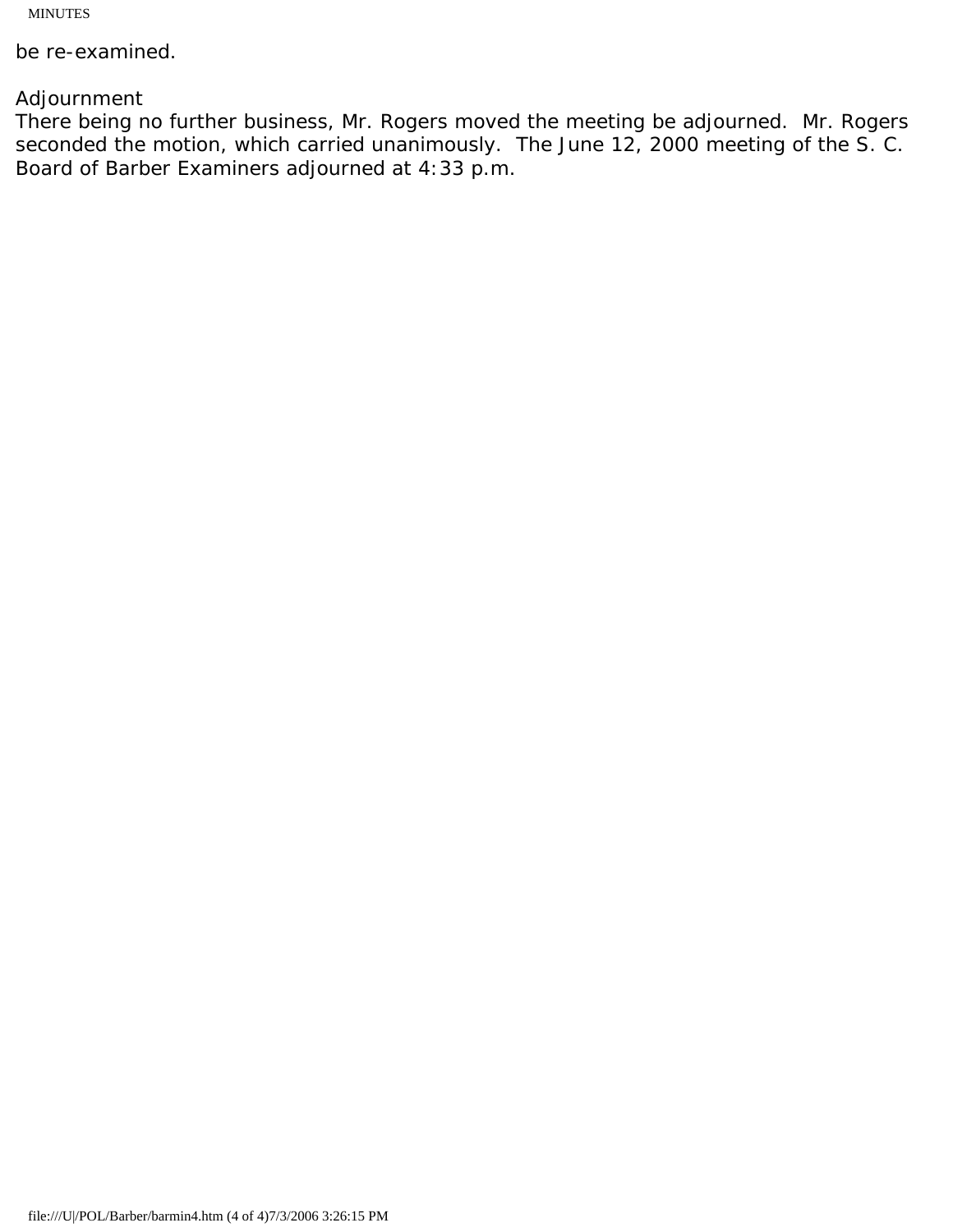be re-examined.

## Adjournment

There being no further business, Mr. Rogers moved the meeting be adjourned. Mr. Rogers seconded the motion, which carried unanimously. The June 12, 2000 meeting of the S. C. Board of Barber Examiners adjourned at 4:33 p.m.